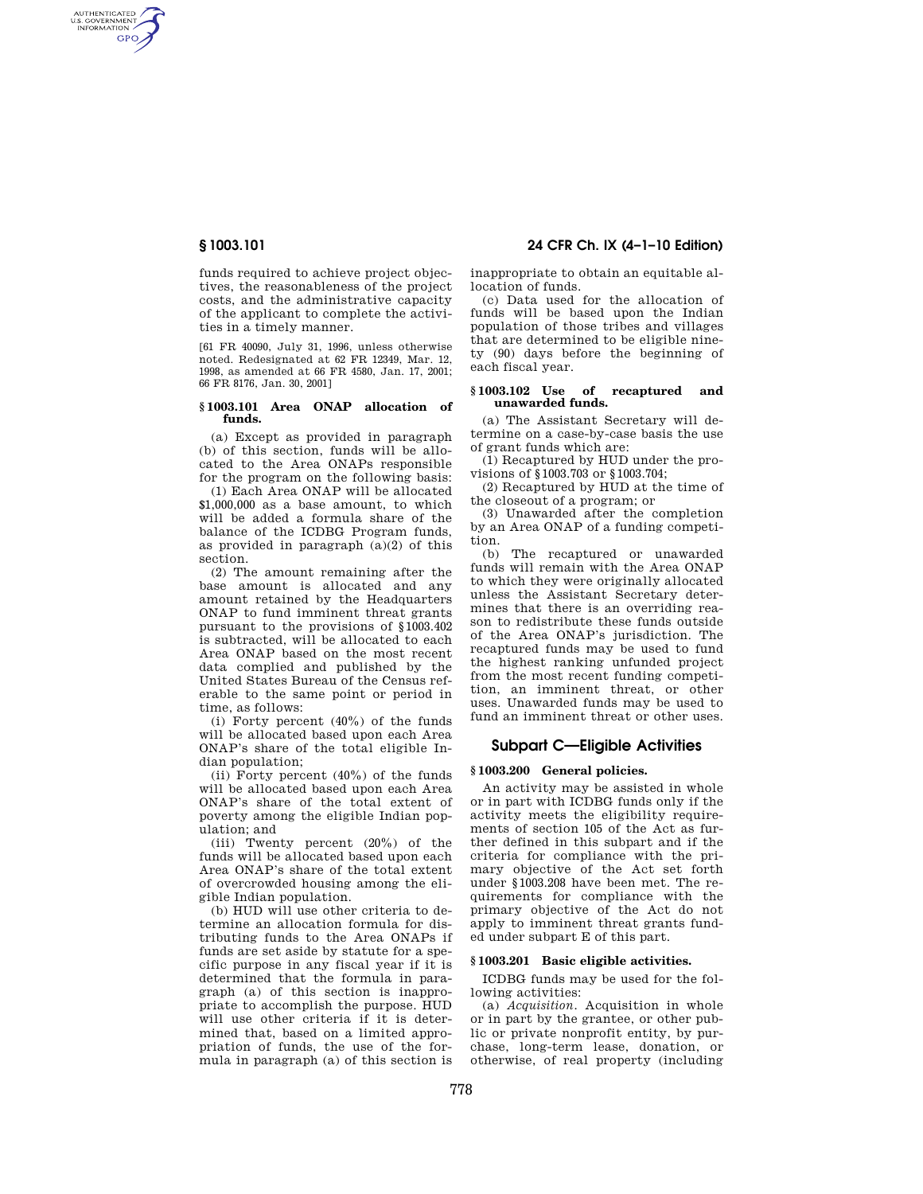funds required to achieve project objectives, the reasonableness of the project costs, and the administrative capacity of the applicant to complete the activities in a timely manner.

[61 FR 40090, July 31, 1996, unless otherwise noted. Redesignated at 62 FR 12349, Mar. 12, 1998, as amended at 66 FR 4580, Jan. 17, 2001; 66 FR 8176, Jan. 30, 2001]

### § 1003.101 Area ONAP allocation of funds.

(a) Except as provided in paragraph (b) of this section, funds will be allocated to the Area ONAPs responsible for the program on the following basis:

(1) Each Area ONAP will be allocated $1,000,000 as a base amount, to which will be added a formula share of the balance of the ICDBG Program funds, as provided in paragraph (a)(2) of this section.

(2) The amount remaining after the base amount is allocated and any amount retained by the Headquarters ONAP to fund imminent threat grants pursuant to the provisions of §1003.402 is subtracted, will be allocated to each Area ONAP based on the most recent data complied and published by the United States Bureau of the Census referable to the same point or period in time, as follows:

(i) Forty percent (40%) of the funds will be allocated based upon each Area ONAP's share of the total eligible Indian population;

(ii) Forty percent (40%) of the funds will be allocated based upon each Area ONAP's share of the total extent of poverty among the eligible Indian population; and

(iii) Twenty percent (20%) of the funds will be allocated based upon each Area ONAP's share of the total extent of overcrowded housing among the eligible Indian population.

(b) HUD will use other criteria to determine an allocation formula for distributing funds to the Area ONAPs if funds are set aside by statute for a specific purpose in any fiscal year if it is determined that the formula in paragraph (a) of this section is inappropriate to accomplish the purpose. HUD will use other criteria if it is determined that, based on a limited appropriation of funds, the use of the formula in paragraph (a) of this section is inappropriate to obtain an equitable allocation of funds.

(c) Data used for the allocation of funds will be based upon the Indian population of those tribes and villages that are determined to be eligible ninety (90) days before the beginning of each fiscal year.

### § 1003.102 Use of recaptured and unawarded funds.

(a) The Assistant Secretary will determine on a case-by-case basis the use of grant funds which are:

(1) Recaptured by HUD under the provisions of §1003.703 or §1003.704;

(2) Recaptured by HUD at the time of the closeout of a program; or

(3) Unawarded after the completion by an Area ONAP of a funding competition.

(b) The recaptured or unawarded funds will remain with the Area ONAP to which they were originally allocated unless the Assistant Secretary determines that there is an overriding reason to redistribute these funds outside of the Area ONAP's jurisdiction. The recaptured funds may be used to fund the highest ranking unfunded project from the most recent funding competition, an imminent threat, or other uses. Unawarded funds may be used to fund an imminent threat or other uses.

## Subpart C—Eligible Activities

### § 1003.200 General policies.

An activity may be assisted in whole or in part with ICDBG funds only if the activity meets the eligibility requirements of section 105 of the Act as further defined in this subpart and if the criteria for compliance with the primary objective of the Act set forth under §1003.208 have been met. The requirements for compliance with the primary objective of the Act do not apply to imminent threat grants funded under subpart E of this part.

### § 1003.201 Basic eligible activities.

ICDBG funds may be used for the following activities:

(a) *Acquisition*. Acquisition in whole or in part by the grantee, or other public or private nonprofit entity, by purchase, long-term lease, donation, or otherwise, of real property (including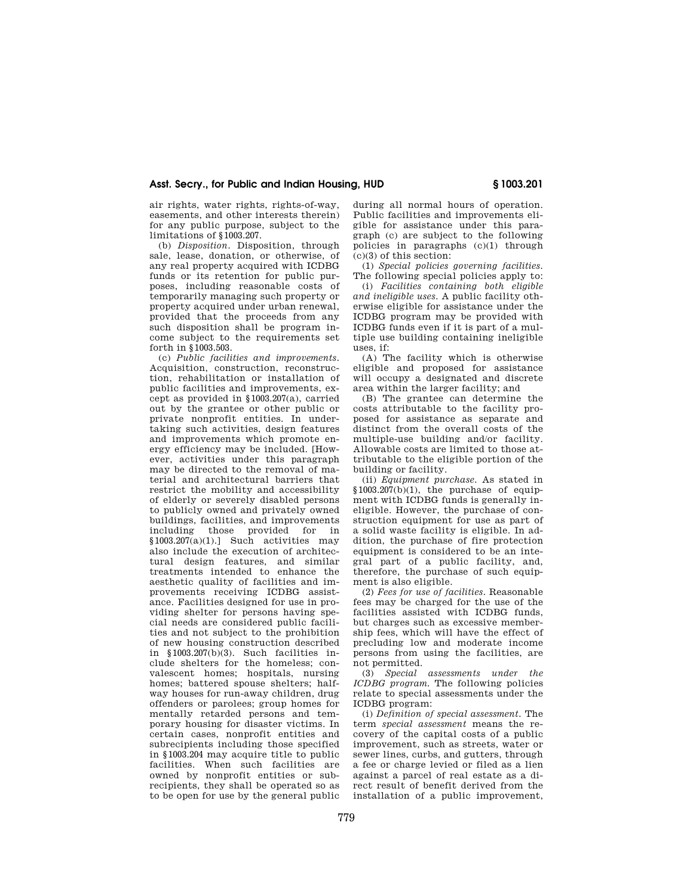air rights, water rights, rights-of-way, easements, and other interests therein) for any public purpose, subject to the limitations of §1003.207.

(b) *Disposition.* Disposition, through sale, lease, donation, or otherwise, of any real property acquired with ICDBG funds or its retention for public purposes, including reasonable costs of temporarily managing such property or property acquired under urban renewal, provided that the proceeds from any such disposition shall be program income subject to the requirements set forth in §1003.503.

(c) *Public facilities and improvements.* Acquisition, construction, reconstruction, rehabilitation or installation of public facilities and improvements, except as provided in §1003.207(a), carried out by the grantee or other public or private nonprofit entities. In undertaking such activities, design features and improvements which promote energy efficiency may be included. [However, activities under this paragraph may be directed to the removal of material and architectural barriers that restrict the mobility and accessibility of elderly or severely disabled persons to publicly owned and privately owned buildings, facilities, and improvements including those provided for in §1003.207(a)(1).] Such activities may also include the execution of architectural design features, and similar treatments intended to enhance the aesthetic quality of facilities and improvements receiving ICDBG assistance. Facilities designed for use in providing shelter for persons having special needs are considered public facilities and not subject to the prohibition of new housing construction described in §1003.207(b)(3). Such facilities include shelters for the homeless; convalescent homes; hospitals, nursing homes; battered spouse shelters; halfway houses for run-away children, drug offenders or parolees; group homes for mentally retarded persons and temporary housing for disaster victims. In certain cases, nonprofit entities and subrecipients including those specified in §1003.204 may acquire title to public facilities. When such facilities are owned by nonprofit entities or subrecipients, they shall be operated so as to be open for use by the general public during all normal hours of operation. Public facilities and improvements eligible for assistance under this paragraph (c) are subject to the following policies in paragraphs (c)(1) through (c)(3) of this section:

(1) *Special policies governing facilities.* The following special policies apply to:

(i) *Facilities containing both eligible and ineligible uses.* A public facility otherwise eligible for assistance under the ICDBG program may be provided with ICDBG funds even if it is part of a multiple use building containing ineligible uses, if:

(A) The facility which is otherwise eligible and proposed for assistance will occupy a designated and discrete area within the larger facility; and

(B) The grantee can determine the costs attributable to the facility proposed for assistance as separate and distinct from the overall costs of the multiple-use building and/or facility. Allowable costs are limited to those attributable to the eligible portion of the building or facility.

(ii) *Equipment purchase.* As stated in §1003.207(b)(1), the purchase of equipment with ICDBG funds is generally ineligible. However, the purchase of construction equipment for use as part of a solid waste facility is eligible. In addition, the purchase of fire protection equipment is considered to be an integral part of a public facility, and, therefore, the purchase of such equipment is also eligible.

(2) *Fees for use of facilities.* Reasonable fees may be charged for the use of the facilities assisted with ICDBG funds, but charges such as excessive membership fees, which will have the effect of precluding low and moderate income persons from using the facilities, are not permitted.

(3) *Special assessments under the ICDBG program.* The following policies relate to special assessments under the ICDBG program:

(i) *Definition of special assessment.* The term *special assessment* means the recovery of the capital costs of a public improvement, such as streets, water or sewer lines, curbs, and gutters, through a fee or charge levied or filed as a lien against a parcel of real estate as a direct result of benefit derived from the installation of a public improvement,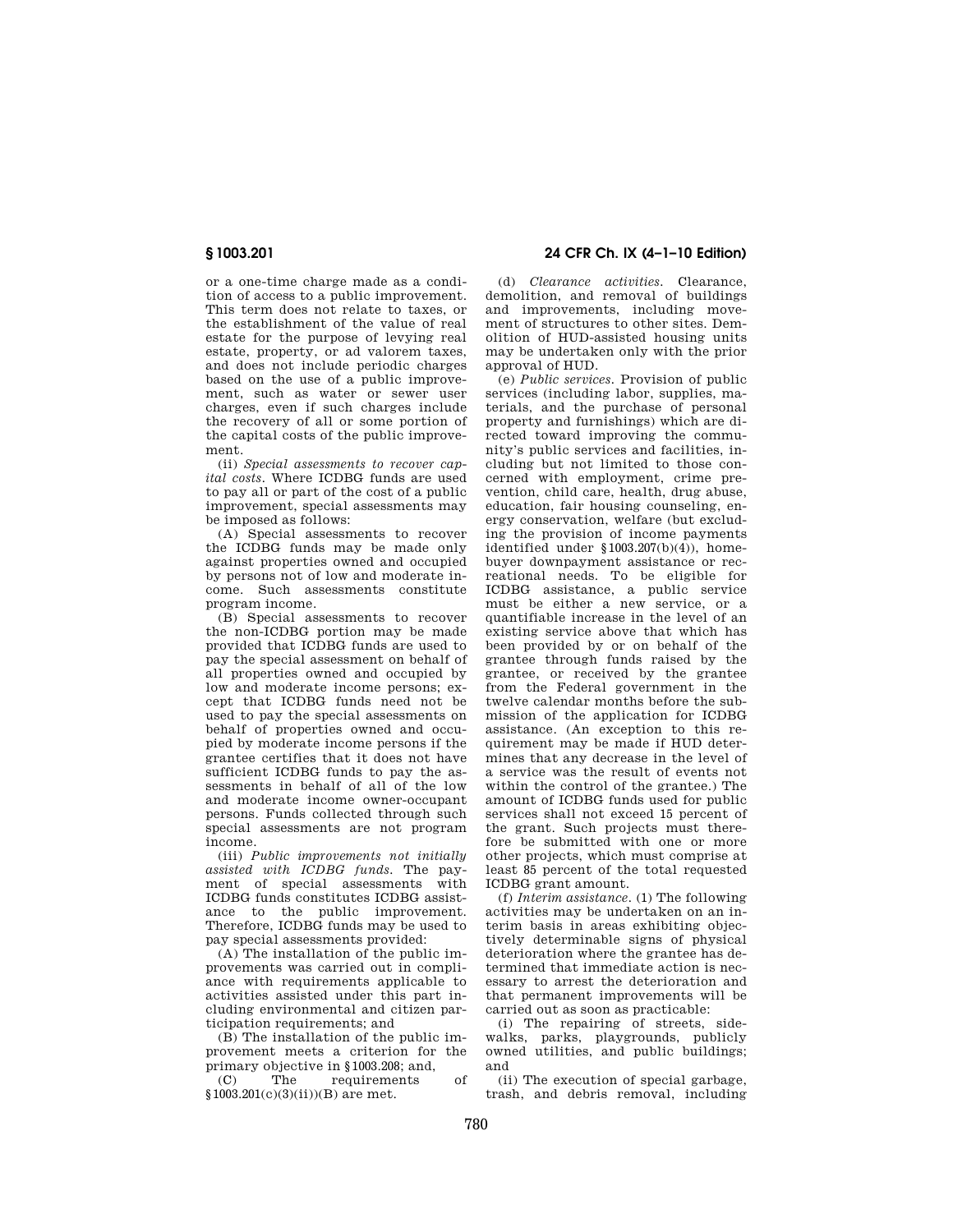or a one-time charge made as a condition of access to a public improvement. This term does not relate to taxes, or the establishment of the value of real estate for the purpose of levying real estate, property, or ad valorem taxes, and does not include periodic charges based on the use of a public improvement, such as water or sewer user charges, even if such charges include the recovery of all or some portion of the capital costs of the public improvement.

(ii) *Special assessments to recover capital costs.* Where ICDBG funds are used to pay all or part of the cost of a public improvement, special assessments may be imposed as follows:

(A) Special assessments to recover the ICDBG funds may be made only against properties owned and occupied by persons not of low and moderate income. Such assessments constitute program income.

(B) Special assessments to recover the non-ICDBG portion may be made provided that ICDBG funds are used to pay the special assessment on behalf of all properties owned and occupied by low and moderate income persons; except that ICDBG funds need not be used to pay the special assessments on behalf of properties owned and occupied by moderate income persons if the grantee certifies that it does not have sufficient ICDBG funds to pay the assessments in behalf of all of the low and moderate income owner-occupant persons. Funds collected through such special assessments are not program income.

(iii) *Public improvements not initially assisted with ICDBG funds.* The payment of special assessments with ICDBG funds constitutes ICDBG assistance to the public improvement. Therefore, ICDBG funds may be used to pay special assessments provided:

(A) The installation of the public improvements was carried out in compliance with requirements applicable to activities assisted under this part including environmental and citizen participation requirements; and

(B) The installation of the public improvement meets a criterion for the primary objective in §1003.208; and,

(C) The requirements of §1003.201(c)(3)(ii))(B) are met.

(d) *Clearance activities.* Clearance, demolition, and removal of buildings and improvements, including movement of structures to other sites. Demolition of HUD-assisted housing units may be undertaken only with the prior approval of HUD.

(e) *Public services.* Provision of public services (including labor, supplies, materials, and the purchase of personal property and furnishings) which are directed toward improving the community's public services and facilities, including but not limited to those concerned with employment, crime prevention, child care, health, drug abuse, education, fair housing counseling, energy conservation, welfare (but excluding the provision of income payments identified under §1003.207(b)(4)), homebuyer downpayment assistance or recreational needs. To be eligible for ICDBG assistance, a public service must be either a new service, or a quantifiable increase in the level of an existing service above that which has been provided by or on behalf of the grantee through funds raised by the grantee, or received by the grantee from the Federal government in the twelve calendar months before the submission of the application for ICDBG assistance. (An exception to this requirement may be made if HUD determines that any decrease in the level of a service was the result of events not within the control of the grantee.) The amount of ICDBG funds used for public services shall not exceed 15 percent of the grant. Such projects must therefore be submitted with one or more other projects, which must comprise at least 85 percent of the total requested ICDBG grant amount.

(f) *Interim assistance.* (1) The following activities may be undertaken on an interim basis in areas exhibiting objectively determinable signs of physical deterioration where the grantee has determined that immediate action is necessary to arrest the deterioration and that permanent improvements will be carried out as soon as practicable:

(i) The repairing of streets, sidewalks, parks, playgrounds, publicly owned utilities, and public buildings; and

(ii) The execution of special garbage, trash, and debris removal, including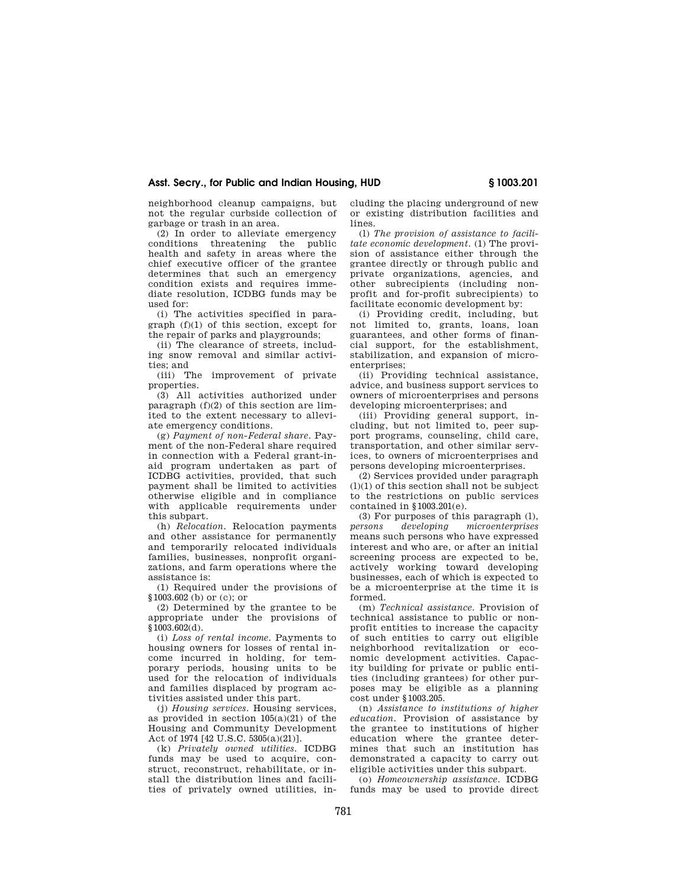neighborhood cleanup campaigns, but not the regular curbside collection of garbage or trash in an area.

(2) In order to alleviate emergency conditions threatening the public health and safety in areas where the chief executive officer of the grantee determines that such an emergency condition exists and requires immediate resolution, ICDBG funds may be used for:

(i) The activities specified in paragraph (f)(1) of this section, except for the repair of parks and playgrounds;

(ii) The clearance of streets, including snow removal and similar activities; and

(iii) The improvement of private properties.

(3) All activities authorized under paragraph (f)(2) of this section are limited to the extent necessary to alleviate emergency conditions.

(g) *Payment of non-Federal share.* Payment of the non-Federal share required in connection with a Federal grant-in-aid program undertaken as part of ICDBG activities, provided, that such payment shall be limited to activities otherwise eligible and in compliance with applicable requirements under this subpart.

(h) *Relocation.* Relocation payments and other assistance for permanently and temporarily relocated individuals families, businesses, nonprofit organizations, and farm operations where the assistance is:

(1) Required under the provisions of §1003.602 (b) or (c); or

(2) Determined by the grantee to be appropriate under the provisions of §1003.602(d).

(i) *Loss of rental income.* Payments to housing owners for losses of rental income incurred in holding, for temporary periods, housing units to be used for the relocation of individuals and families displaced by program activities assisted under this part.

(j) *Housing services.* Housing services, as provided in section 105(a)(21) of the Housing and Community Development Act of 1974 [42 U.S.C. 5305(a)(21)].

(k) *Privately owned utilities.* ICDBG funds may be used to acquire, construct, reconstruct, rehabilitate, or install the distribution lines and facilities of privately owned utilities, including the placing underground of new or existing distribution facilities and lines.

(l) *The provision of assistance to facilitate economic development.* (1) The provision of assistance either through the grantee directly or through public and private organizations, agencies, and other subrecipients (including nonprofit and for-profit subrecipients) to facilitate economic development by:

(i) Providing credit, including, but not limited to, grants, loans, loan guarantees, and other forms of financial support, for the establishment, stabilization, and expansion of microenterprises;

(ii) Providing technical assistance, advice, and business support services to owners of microenterprises and persons developing microenterprises; and

(iii) Providing general support, including, but not limited to, peer support programs, counseling, child care, transportation, and other similar services, to owners of microenterprises and persons developing microenterprises.

(2) Services provided under paragraph (l)(1) of this section shall not be subject to the restrictions on public services contained in §1003.201(e).

(3) For purposes of this paragraph (l), *persons developing microenterprises* means such persons who have expressed interest and who are, or after an initial screening process are expected to be, actively working toward developing businesses, each of which is expected to be a microenterprise at the time it is formed.

(m) *Technical assistance.* Provision of technical assistance to public or nonprofit entities to increase the capacity of such entities to carry out eligible neighborhood revitalization or economic development activities. Capacity building for private or public entities (including grantees) for other purposes may be eligible as a planning cost under §1003.205.

(n) *Assistance to institutions of higher education.* Provision of assistance by the grantee to institutions of higher education where the grantee determines that such an institution has demonstrated a capacity to carry out eligible activities under this subpart.

(o) *Homeownership assistance.* ICDBG funds may be used to provide direct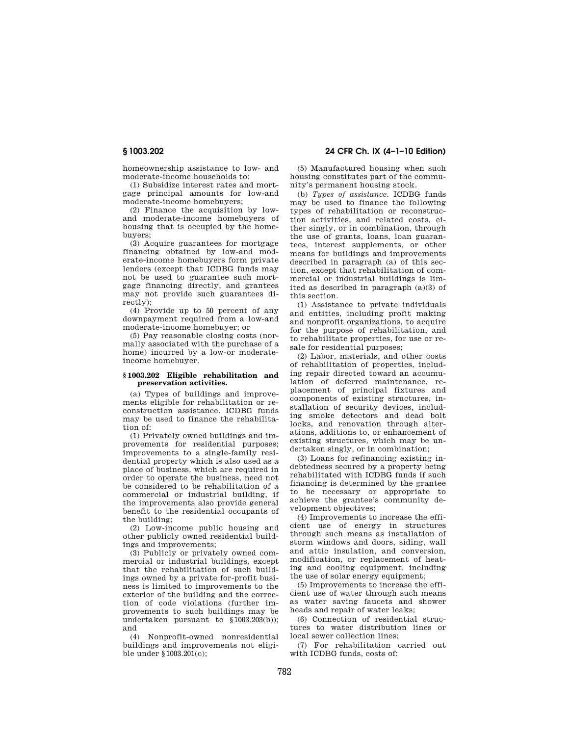homeownership assistance to low- and moderate-income households to:

(1) Subsidize interest rates and mortgage principal amounts for low-and moderate-income homebuyers;

(2) Finance the acquisition by low-and moderate-income homebuyers of housing that is occupied by the homebuyers;

(3) Acquire guarantees for mortgage financing obtained by low-and moderate-income homebuyers form private lenders (except that ICDBG funds may not be used to guarantee such mortgage financing directly, and grantees may not provide such guarantees directly);

(4) Provide up to 50 percent of any downpayment required from a low-and moderate-income homebuyer; or

(5) Pay reasonable closing costs (normally associated with the purchase of a home) incurred by a low-or moderate-income homebuyer.

### § 1003.202 Eligible rehabilitation and preservation activities.

(a) Types of buildings and improvements eligible for rehabilitation or reconstruction assistance. ICDBG funds may be used to finance the rehabilitation of:

(1) Privately owned buildings and improvements for residential purposes; improvements to a single-family residential property which is also used as a place of business, which are required in order to operate the business, need not be considered to be rehabilitation of a commercial or industrial building, if the improvements also provide general benefit to the residential occupants of the building;

(2) Low-income public housing and other publicly owned residential buildings and improvements;

(3) Publicly or privately owned commercial or industrial buildings, except that the rehabilitation of such buildings owned by a private for-profit business is limited to improvements to the exterior of the building and the correction of code violations (further improvements to such buildings may be undertaken pursuant to §1003.203(b)); and

(4) Nonprofit-owned nonresidential buildings and improvements not eligible under §1003.201(c);

(5) Manufactured housing when such housing constitutes part of the community's permanent housing stock.

(b) *Types of assistance.* ICDBG funds may be used to finance the following types of rehabilitation or reconstruction activities, and related costs, either singly, or in combination, through the use of grants, loans, loan guarantees, interest supplements, or other means for buildings and improvements described in paragraph (a) of this section, except that rehabilitation of commercial or industrial buildings is limited as described in paragraph (a)(3) of this section.

(1) Assistance to private individuals and entities, including profit making and nonprofit organizations, to acquire for the purpose of rehabilitation, and to rehabilitate properties, for use or resale for residential purposes;

(2) Labor, materials, and other costs of rehabilitation of properties, including repair directed toward an accumulation of deferred maintenance, replacement of principal fixtures and components of existing structures, installation of security devices, including smoke detectors and dead bolt locks, and renovation through alterations, additions to, or enhancement of existing structures, which may be undertaken singly, or in combination;

(3) Loans for refinancing existing indebtedness secured by a property being rehabilitated with ICDBG funds if such financing is determined by the grantee to be necessary or appropriate to achieve the grantee's community development objectives;

(4) Improvements to increase the efficient use of energy in structures through such means as installation of storm windows and doors, siding, wall and attic insulation, and conversion, modification, or replacement of heating and cooling equipment, including the use of solar energy equipment;

(5) Improvements to increase the efficient use of water through such means as water saving faucets and shower heads and repair of water leaks;

(6) Connection of residential structures to water distribution lines or local sewer collection lines;

(7) For rehabilitation carried out with ICDBG funds, costs of: